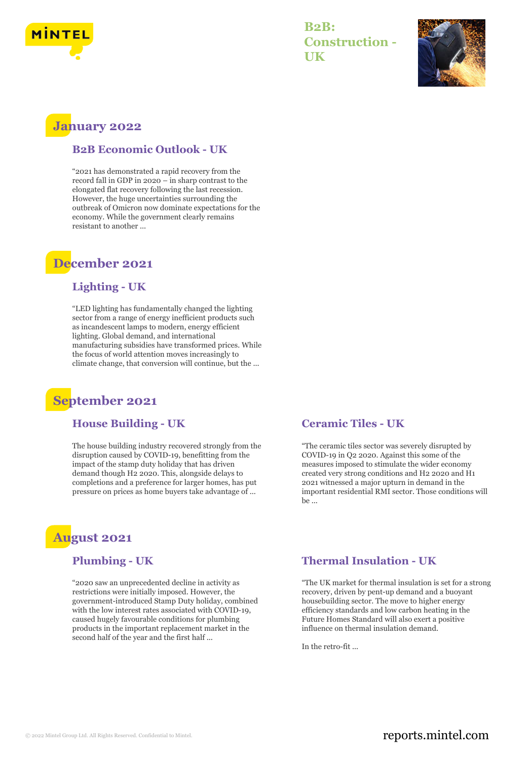# B2B: Construction - UK

## January 2022

### B2B Economic Outlook - UK

"2021 has demonstrated a rapid recovery from the record fall in GDP in 2020 – in sharp contrast to the elongated flat recovery following the last recession. However, the huge uncertainties surrounding the outbreak of Omicron now dominate expectations for the economy. While the government clearly remains resistant to another ...

## December 2021

### Lighting - UK

"LED lighting has fundamentally changed the lighting sector from a range of energy inefficient products such as incandescent lamps to modern, energy efficient lighting. Global demand, and international manufacturing subsidies have transformed prices. While the focus of world attention moves increasingly to climate change, that conversion will continue, but the ...

## September 2021

### House Building - UK

The house building industry recovered strongly from the disruption caused by COVID-19, benefitting from the impact of the stamp duty holiday that has driven demand though H2 2020. This, alongside delays to completions and a preference for larger homes, has put pressure on prices as home buyers take advantage of ...

### Ceramic Tiles - UK

"The ceramic tiles sector was severely disrupted by COVID-19 in Q2 2020. Against this some of the measures imposed to stimulate the wider economy created very strong conditions and H2 2020 and H1 2021 witnessed a major upturn in demand in the important residential RMI sector. Those conditions will be ...

## August 2021

### Plumbing - UK

"2020 saw an unprecedented decline in activity as restrictions were initially imposed. However, the government-introduced Stamp Duty holiday, combined with the low interest rates associated with COVID-19, caused hugely favourable conditions for plumbing products in the important replacement market in the second half of the year and the first half ...

### Thermal Insulation - UK

"The UK market for thermal insulation is set for a strong recovery, driven by pent-up demand and a buoyant housebuilding sector. The move to higher energy efficiency standards and low carbon heating in the Future Homes Standard will also exert a positive influence on thermal insulation demand.

In the retro-fit ...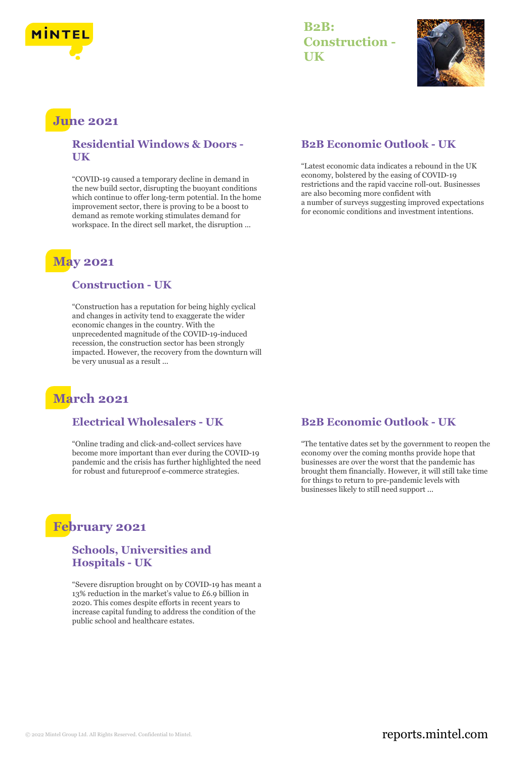# B2B: Construction - UK

## June 2021

### Residential Windows & Doors - UK

"COVID-19 caused a temporary decline in demand in the new build sector, disrupting the buoyant conditions which continue to offer long-term potential. In the home improvement sector, there is proving to be a boost to demand as remote working stimulates demand for workspace. In the direct sell market, the disruption ...

### B2B Economic Outlook - UK

"Latest economic data indicates a rebound in the UK economy, bolstered by the easing of COVID-19 restrictions and the rapid vaccine roll-out. Businesses are also becoming more confident with a number of surveys suggesting improved expectations for economic conditions and investment intentions.

## May 2021

### Construction - UK

"Construction has a reputation for being highly cyclical and changes in activity tend to exaggerate the wider economic changes in the country. With the unprecedented magnitude of the COVID-19-induced recession, the construction sector has been strongly impacted. However, the recovery from the downturn will be very unusual as a result ...

## March 2021

### Electrical Wholesalers - UK

"Online trading and click-and-collect services have become more important than ever during the COVID-19 pandemic and the crisis has further highlighted the need for robust and futureproof e-commerce strategies.

### B2B Economic Outlook - UK

"The tentative dates set by the government to reopen the economy over the coming months provide hope that businesses are over the worst that the pandemic has brought them financially. However, it will still take time for things to return to pre-pandemic levels with businesses likely to still need support ...

## February 2021

### Schools, Universities and Hospitals - UK

"Severe disruption brought on by COVID-19 has meant a 13% reduction in the market's value to £6.9 billion in 2020. This comes despite efforts in recent years to increase capital funding to address the condition of the public school and healthcare estates.